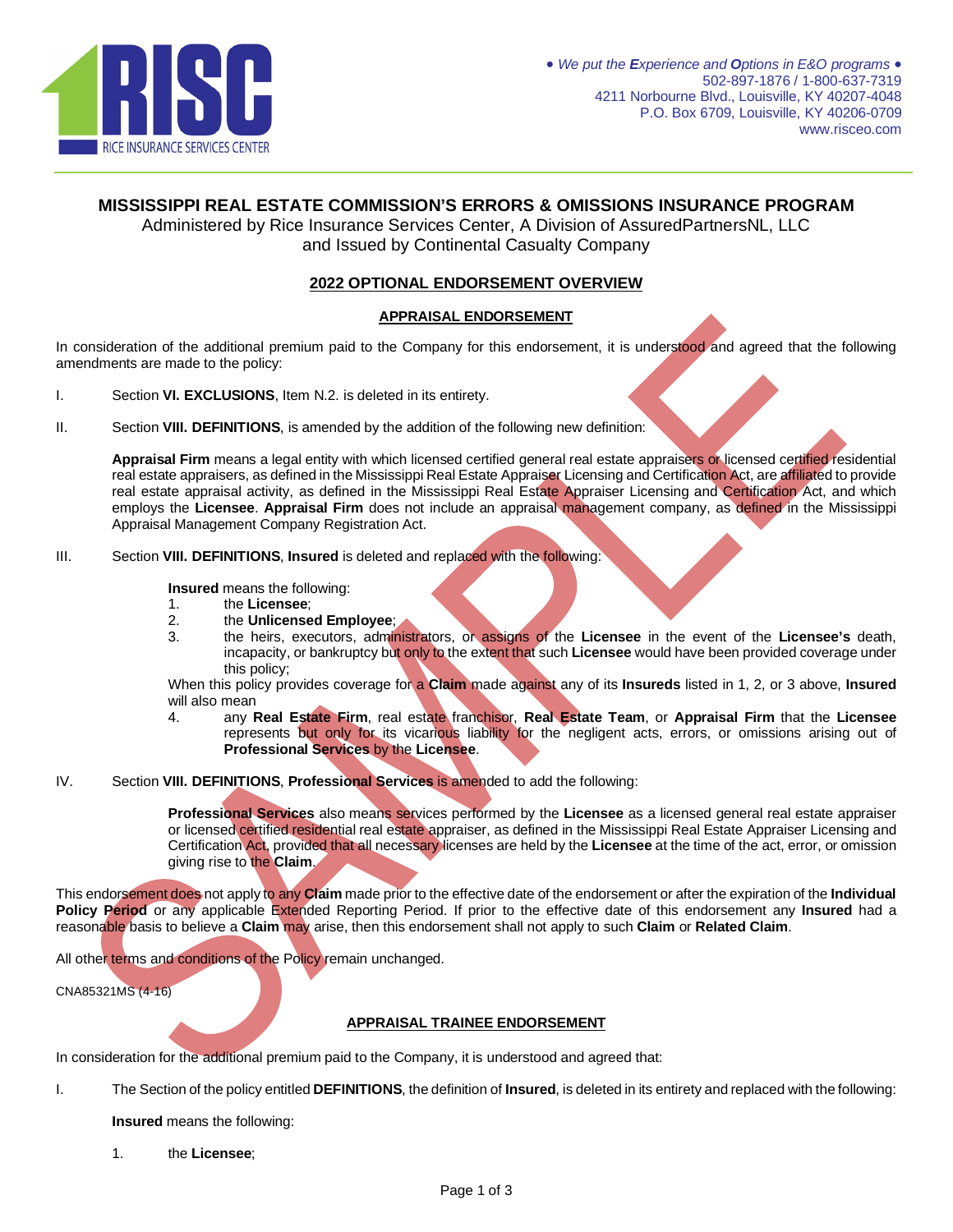**RISC** RICE INSURANCE SERVICES CENTER

• *We put the **E**xperience and **O**ptions in E&O programs* •
502-897-1876 / 1-800-637-7319
4211 Norbourne Blvd., Louisville, KY 40207-4048
P.O. Box 6709, Louisville, KY 40206-0709
www.risceo.com

# MISSISSIPPI REAL ESTATE COMMISSION'S ERRORS & OMISSIONS INSURANCE PROGRAM

Administered by Rice Insurance Services Center, A Division of AssuredPartnersNL, LLC
and Issued by Continental Casualty Company

## 2022 OPTIONAL ENDORSEMENT OVERVIEW

### APPRAISAL ENDORSEMENT

In consideration of the additional premium paid to the Company for this endorsement, it is understood and agreed that the following amendments are made to the policy:

I. Section **VI. EXCLUSIONS**, Item N.2. is deleted in its entirety.

II. Section **VIII. DEFINITIONS**, is amended by the addition of the following new definition:

**Appraisal Firm** means a legal entity with which licensed certified general real estate appraisers or licensed certified residential real estate appraisers, as defined in the Mississippi Real Estate Appraiser Licensing and Certification Act, are affiliated to provide real estate appraisal activity, as defined in the Mississippi Real Estate Appraiser Licensing and Certification Act, and which employs the **Licensee**. **Appraisal Firm** does not include an appraisal management company, as defined in the Mississippi Appraisal Management Company Registration Act.

III. Section **VIII. DEFINITIONS**, **Insured** is deleted and replaced with the following:

**Insured** means the following:

1. the **Licensee**;
2. the **Unlicensed Employee**;
3. the heirs, executors, administrators, or assigns of the **Licensee** in the event of the **Licensee's** death, incapacity, or bankruptcy but only to the extent that such **Licensee** would have been provided coverage under this policy;

When this policy provides coverage for a **Claim** made against any of its **Insureds** listed in 1, 2, or 3 above, **Insured** will also mean

4. any **Real Estate Firm**, real estate franchisor, **Real Estate Team**, or **Appraisal Firm** that the **Licensee** represents but only for its vicarious liability for the negligent acts, errors, or omissions arising out of **Professional Services** by the **Licensee**.

IV. Section **VIII. DEFINITIONS**, **Professional Services** is amended to add the following:

**Professional Services** also means services performed by the **Licensee** as a licensed general real estate appraiser or licensed certified residential real estate appraiser, as defined in the Mississippi Real Estate Appraiser Licensing and Certification Act, provided that all necessary licenses are held by the **Licensee** at the time of the act, error, or omission giving rise to the **Claim**.

This endorsement does not apply to any **Claim** made prior to the effective date of the endorsement or after the expiration of the **Individual Policy Period** or any applicable Extended Reporting Period. If prior to the effective date of this endorsement any **Insured** had a reasonable basis to believe a **Claim** may arise, then this endorsement shall not apply to such **Claim** or **Related Claim**.

All other terms and conditions of the Policy remain unchanged.

CNA85321MS (4-16)

### APPRAISAL TRAINEE ENDORSEMENT

In consideration for the additional premium paid to the Company, it is understood and agreed that:

I. The Section of the policy entitled **DEFINITIONS**, the definition of **Insured**, is deleted in its entirety and replaced with the following:

**Insured** means the following:

1. the **Licensee**;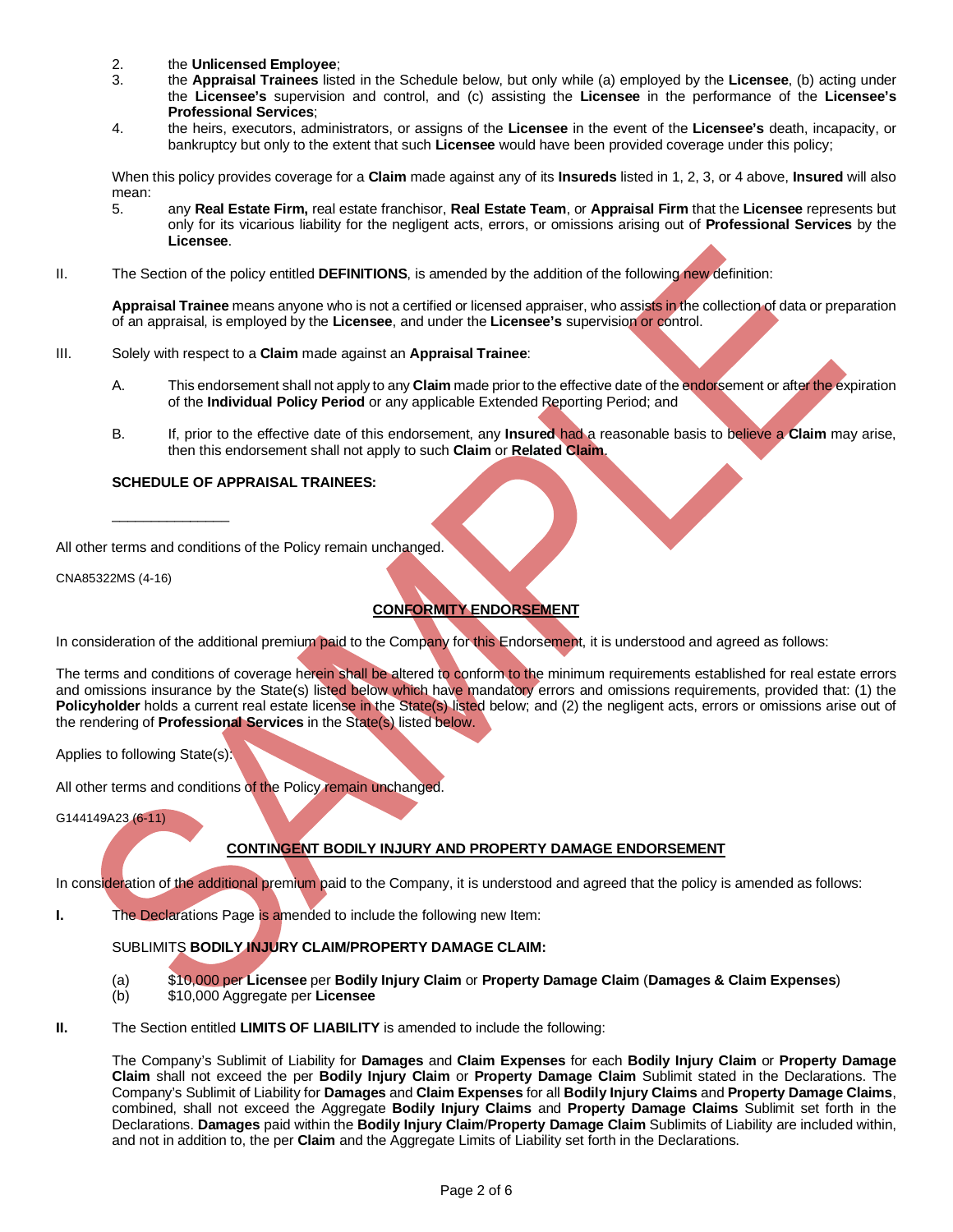2. the **Unlicensed Employee**;
3. the **Appraisal Trainees** listed in the Schedule below, but only while (a) employed by the **Licensee**, (b) acting under the **Licensee's** supervision and control, and (c) assisting the **Licensee** in the performance of the **Licensee's Professional Services**;
4. the heirs, executors, administrators, or assigns of the **Licensee** in the event of the **Licensee's** death, incapacity, or bankruptcy but only to the extent that such **Licensee** would have been provided coverage under this policy;

When this policy provides coverage for a **Claim** made against any of its **Insureds** listed in 1, 2, 3, or 4 above, **Insured** will also mean:

5. any **Real Estate Firm,** real estate franchisor, **Real Estate Team**, or **Appraisal Firm** that the **Licensee** represents but only for its vicarious liability for the negligent acts, errors, or omissions arising out of **Professional Services** by the **Licensee**.

II. The Section of the policy entitled **DEFINITIONS**, is amended by the addition of the following new definition:

**Appraisal Trainee** means anyone who is not a certified or licensed appraiser, who assists in the collection of data or preparation of an appraisal, is employed by the **Licensee**, and under the **Licensee's** supervision or control.

III. Solely with respect to a **Claim** made against an **Appraisal Trainee**:

A. This endorsement shall not apply to any **Claim** made prior to the effective date of the endorsement or after the expiration of the **Individual Policy Period** or any applicable Extended Reporting Period; and

B. If, prior to the effective date of this endorsement, any **Insured** had a reasonable basis to believe a **Claim** may arise, then this endorsement shall not apply to such **Claim** or **Related Claim**.

**SCHEDULE OF APPRAISAL TRAINEES:**

\_\_\_\_\_\_\_\_\_\_\_\_\_\_\_

All other terms and conditions of the Policy remain unchanged.

CNA85322MS (4-16)

## CONFORMITY ENDORSEMENT

In consideration of the additional premium paid to the Company for this Endorsement, it is understood and agreed as follows:

The terms and conditions of coverage herein shall be altered to conform to the minimum requirements established for real estate errors and omissions insurance by the State(s) listed below which have mandatory errors and omissions requirements, provided that: (1) the **Policyholder** holds a current real estate license in the State(s) listed below; and (2) the negligent acts, errors or omissions arise out of the rendering of **Professional Services** in the State(s) listed below.

Applies to following State(s):

All other terms and conditions of the Policy remain unchanged.

G144149A23 (6-11)

## CONTINGENT BODILY INJURY AND PROPERTY DAMAGE ENDORSEMENT

In consideration of the additional premium paid to the Company, it is understood and agreed that the policy is amended as follows:

**I.** The Declarations Page is amended to include the following new Item:

SUBLIMITS **BODILY INJURY CLAIM/PROPERTY DAMAGE CLAIM:**

(a) $10,000 per **Licensee** per **Bodily Injury Claim** or **Property Damage Claim** (**Damages & Claim Expenses**)
(b) $10,000 Aggregate per **Licensee**

**II.** The Section entitled **LIMITS OF LIABILITY** is amended to include the following:

The Company's Sublimit of Liability for **Damages** and **Claim Expenses** for each **Bodily Injury Claim** or **Property Damage Claim** shall not exceed the per **Bodily Injury Claim** or **Property Damage Claim** Sublimit stated in the Declarations. The Company's Sublimit of Liability for **Damages** and **Claim Expenses** for all **Bodily Injury Claims** and **Property Damage Claims**, combined, shall not exceed the Aggregate **Bodily Injury Claims** and **Property Damage Claims** Sublimit set forth in the Declarations. **Damages** paid within the **Bodily Injury Claim**/**Property Damage Claim** Sublimits of Liability are included within, and not in addition to, the per **Claim** and the Aggregate Limits of Liability set forth in the Declarations.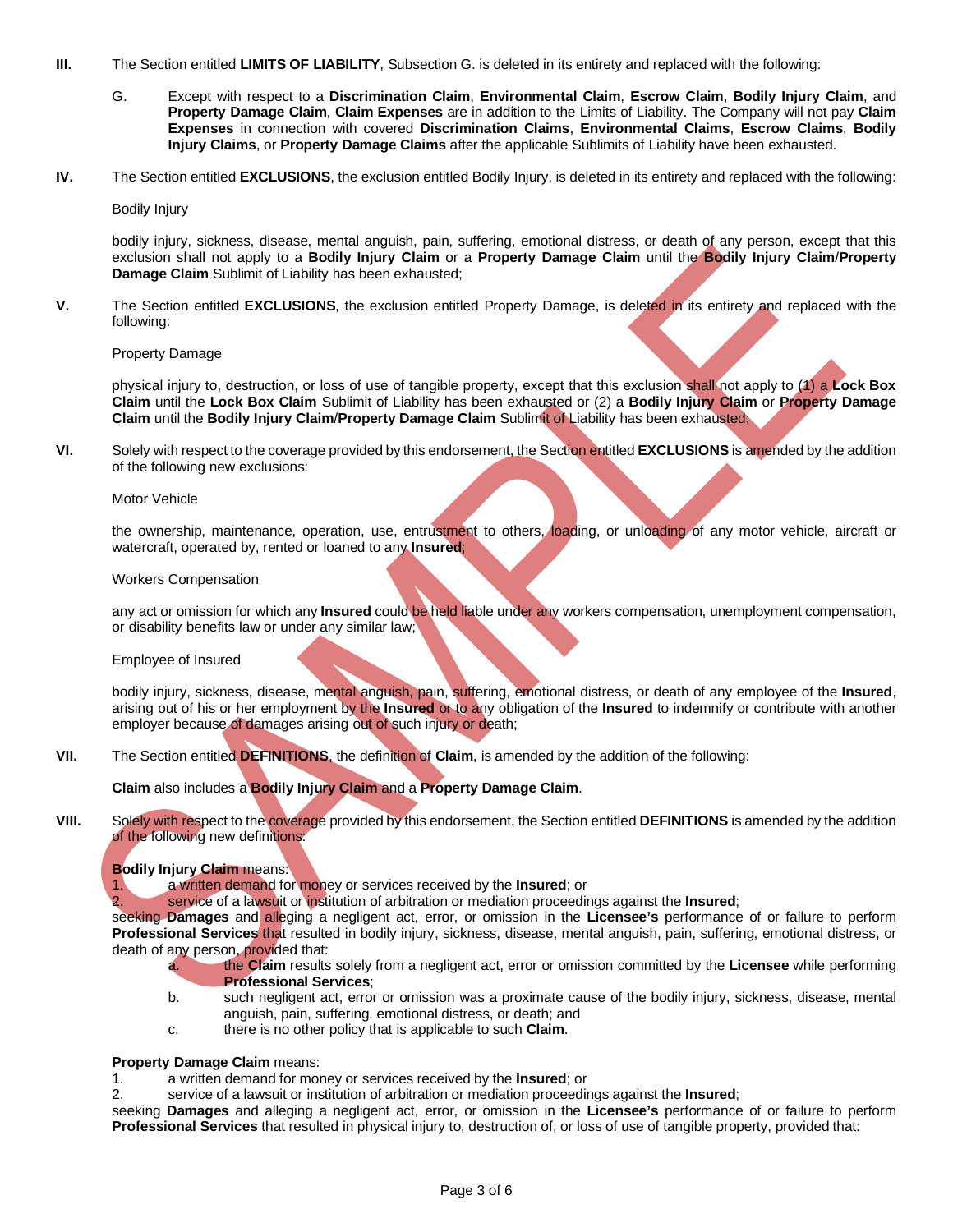**III.** The Section entitled **LIMITS OF LIABILITY**, Subsection G. is deleted in its entirety and replaced with the following:

G. Except with respect to a **Discrimination Claim**, **Environmental Claim**, **Escrow Claim**, **Bodily Injury Claim**, and **Property Damage Claim**, **Claim Expenses** are in addition to the Limits of Liability. The Company will not pay **Claim Expenses** in connection with covered **Discrimination Claims**, **Environmental Claims**, **Escrow Claims**, **Bodily Injury Claims**, or **Property Damage Claims** after the applicable Sublimits of Liability have been exhausted.

**IV.** The Section entitled **EXCLUSIONS**, the exclusion entitled Bodily Injury, is deleted in its entirety and replaced with the following:

Bodily Injury

bodily injury, sickness, disease, mental anguish, pain, suffering, emotional distress, or death of any person, except that this exclusion shall not apply to a **Bodily Injury Claim** or a **Property Damage Claim** until the **Bodily Injury Claim**/**Property Damage Claim** Sublimit of Liability has been exhausted;

**V.** The Section entitled **EXCLUSIONS**, the exclusion entitled Property Damage, is deleted in its entirety and replaced with the following:

Property Damage

physical injury to, destruction, or loss of use of tangible property, except that this exclusion shall not apply to (1) a **Lock Box Claim** until the **Lock Box Claim** Sublimit of Liability has been exhausted or (2) a **Bodily Injury Claim** or **Property Damage Claim** until the **Bodily Injury Claim**/**Property Damage Claim** Sublimit of Liability has been exhausted;

**VI.** Solely with respect to the coverage provided by this endorsement, the Section entitled **EXCLUSIONS** is amended by the addition of the following new exclusions:

Motor Vehicle

the ownership, maintenance, operation, use, entrustment to others, loading, or unloading of any motor vehicle, aircraft or watercraft, operated by, rented or loaned to any **Insured**;

Workers Compensation

any act or omission for which any **Insured** could be held liable under any workers compensation, unemployment compensation, or disability benefits law or under any similar law;

Employee of Insured

bodily injury, sickness, disease, mental anguish, pain, suffering, emotional distress, or death of any employee of the **Insured**, arising out of his or her employment by the **Insured** or to any obligation of the **Insured** to indemnify or contribute with another employer because of damages arising out of such injury or death;

**VII.** The Section entitled **DEFINITIONS**, the definition of **Claim**, is amended by the addition of the following:

**Claim** also includes a **Bodily Injury Claim** and a **Property Damage Claim**.

**VIII.** Solely with respect to the coverage provided by this endorsement, the Section entitled **DEFINITIONS** is amended by the addition of the following new definitions:

**Bodily Injury Claim** means:

1. a written demand for money or services received by the **Insured**; or
2. service of a lawsuit or institution of arbitration or mediation proceedings against the **Insured**;

seeking **Damages** and alleging a negligent act, error, or omission in the **Licensee's** performance of or failure to perform **Professional Services** that resulted in bodily injury, sickness, disease, mental anguish, pain, suffering, emotional distress, or death of any person, provided that:

a. the **Claim** results solely from a negligent act, error or omission committed by the **Licensee** while performing **Professional Services**;
b. such negligent act, error or omission was a proximate cause of the bodily injury, sickness, disease, mental anguish, pain, suffering, emotional distress, or death; and
c. there is no other policy that is applicable to such **Claim**.

**Property Damage Claim** means:

1. a written demand for money or services received by the **Insured**; or
2. service of a lawsuit or institution of arbitration or mediation proceedings against the **Insured**;

seeking **Damages** and alleging a negligent act, error, or omission in the **Licensee's** performance of or failure to perform **Professional Services** that resulted in physical injury to, destruction of, or loss of use of tangible property, provided that: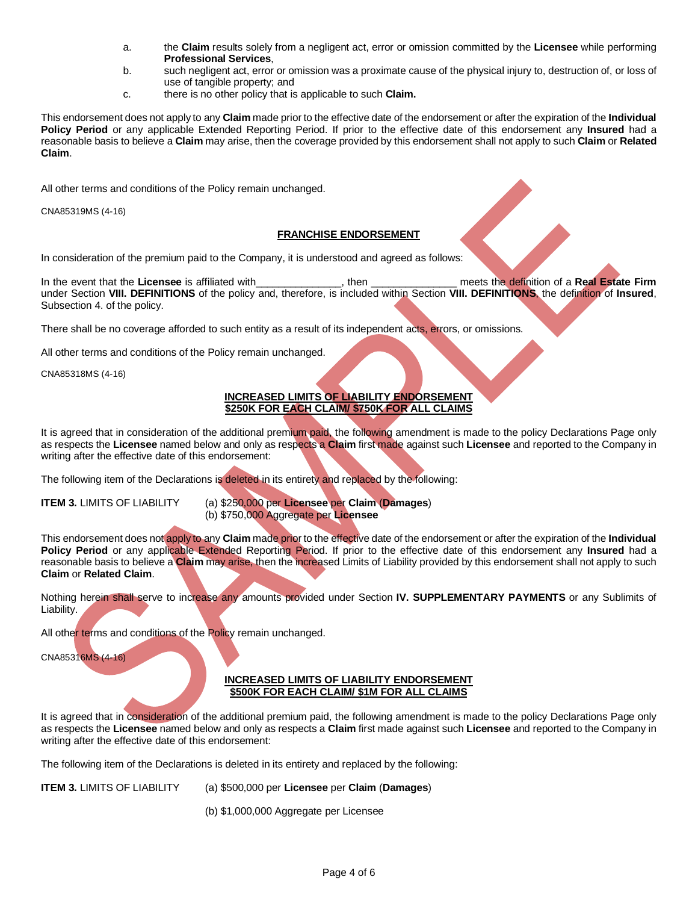a. the **Claim** results solely from a negligent act, error or omission committed by the **Licensee** while performing **Professional Services**,
b. such negligent act, error or omission was a proximate cause of the physical injury to, destruction of, or loss of use of tangible property; and
c. there is no other policy that is applicable to such **Claim.**

This endorsement does not apply to any **Claim** made prior to the effective date of the endorsement or after the expiration of the **Individual Policy Period** or any applicable Extended Reporting Period. If prior to the effective date of this endorsement any **Insured** had a reasonable basis to believe a **Claim** may arise, then the coverage provided by this endorsement shall not apply to such **Claim** or **Related Claim**.

All other terms and conditions of the Policy remain unchanged.

CNA85319MS (4-16)

## FRANCHISE ENDORSEMENT

In consideration of the premium paid to the Company, it is understood and agreed as follows:

In the event that the **Licensee** is affiliated with_______________, then _______________ meets the definition of a **Real Estate Firm** under Section **VIII. DEFINITIONS** of the policy and, therefore, is included within Section **VIII. DEFINITIONS**, the definition of **Insured**, Subsection 4. of the policy.

There shall be no coverage afforded to such entity as a result of its independent acts, errors, or omissions.

All other terms and conditions of the Policy remain unchanged.

CNA85318MS (4-16)

## INCREASED LIMITS OF LIABILITY ENDORSEMENT
## $250K FOR EACH CLAIM/ $750K FOR ALL CLAIMS

It is agreed that in consideration of the additional premium paid, the following amendment is made to the policy Declarations Page only as respects the **Licensee** named below and only as respects a **Claim** first made against such **Licensee** and reported to the Company in writing after the effective date of this endorsement:

The following item of the Declarations is deleted in its entirety and replaced by the following:

**ITEM 3.** LIMITS OF LIABILITY (a) $250,000 per **Licensee** per **Claim** (**Damages**)
(b) $750,000 Aggregate per **Licensee**

This endorsement does not apply to any **Claim** made prior to the effective date of the endorsement or after the expiration of the **Individual Policy Period** or any applicable Extended Reporting Period. If prior to the effective date of this endorsement any **Insured** had a reasonable basis to believe a **Claim** may arise, then the increased Limits of Liability provided by this endorsement shall not apply to such **Claim** or **Related Claim**.

Nothing herein shall serve to increase any amounts provided under Section **IV. SUPPLEMENTARY PAYMENTS** or any Sublimits of Liability.

All other terms and conditions of the Policy remain unchanged.

CNA85316MS (4-16)

## INCREASED LIMITS OF LIABILITY ENDORSEMENT
## $500K FOR EACH CLAIM/ $1M FOR ALL CLAIMS

It is agreed that in consideration of the additional premium paid, the following amendment is made to the policy Declarations Page only as respects the **Licensee** named below and only as respects a **Claim** first made against such **Licensee** and reported to the Company in writing after the effective date of this endorsement:

The following item of the Declarations is deleted in its entirety and replaced by the following:

**ITEM 3.** LIMITS OF LIABILITY (a) $500,000 per **Licensee** per **Claim** (**Damages**)

(b) $1,000,000 Aggregate per Licensee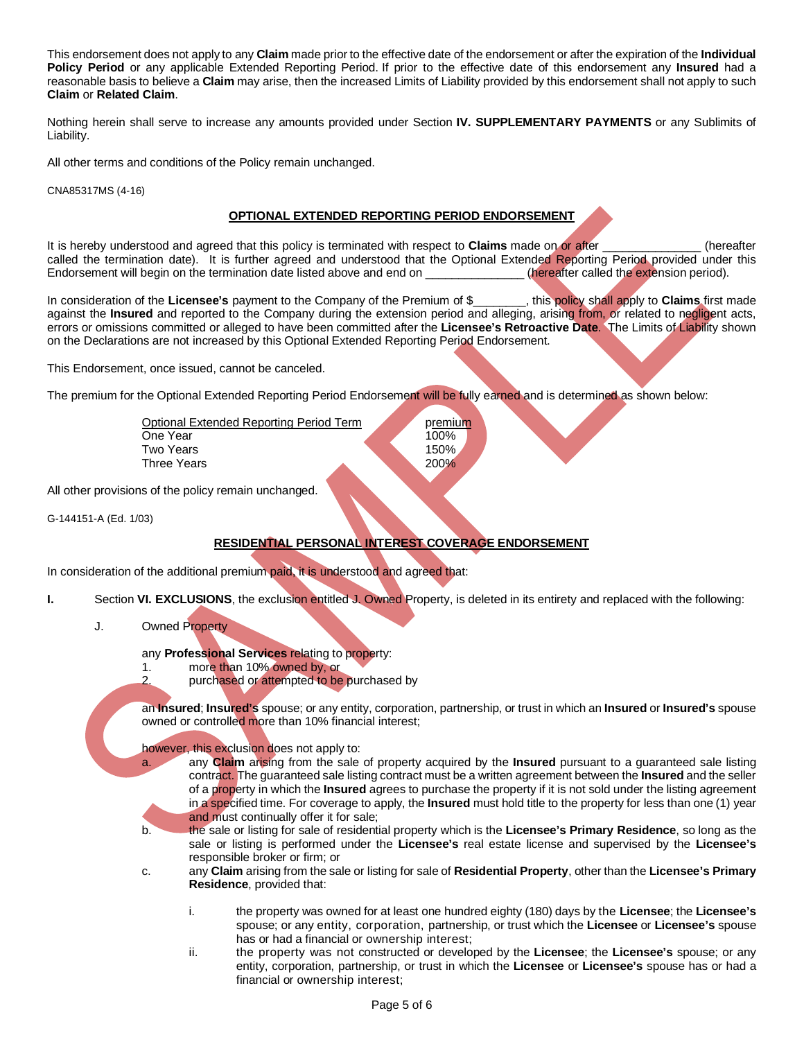This endorsement does not apply to any **Claim** made prior to the effective date of the endorsement or after the expiration of the **Individual Policy Period** or any applicable Extended Reporting Period. If prior to the effective date of this endorsement any **Insured** had a reasonable basis to believe a **Claim** may arise, then the increased Limits of Liability provided by this endorsement shall not apply to such **Claim** or **Related Claim**.

Nothing herein shall serve to increase any amounts provided under Section **IV. SUPPLEMENTARY PAYMENTS** or any Sublimits of Liability.

All other terms and conditions of the Policy remain unchanged.

CNA85317MS (4-16)

## OPTIONAL EXTENDED REPORTING PERIOD ENDORSEMENT

It is hereby understood and agreed that this policy is terminated with respect to **Claims** made on or after _______________ (hereafter called the termination date). It is further agreed and understood that the Optional Extended Reporting Period provided under this Endorsement will begin on the termination date listed above and end on _______________ (hereafter called the extension period).

In consideration of the **Licensee's** payment to the Company of the Premium of $________, this policy shall apply to **Claims** first made against the **Insured** and reported to the Company during the extension period and alleging, arising from, or related to negligent acts, errors or omissions committed or alleged to have been committed after the **Licensee's Retroactive Date**. The Limits of Liability shown on the Declarations are not increased by this Optional Extended Reporting Period Endorsement.

This Endorsement, once issued, cannot be canceled.

The premium for the Optional Extended Reporting Period Endorsement will be fully earned and is determined as shown below:

| Optional Extended Reporting Period Term | premium |
|---|---|
| One Year | 100% |
| Two Years | 150% |
| Three Years | 200% |

All other provisions of the policy remain unchanged.

G-144151-A (Ed. 1/03)

## RESIDENTIAL PERSONAL INTEREST COVERAGE ENDORSEMENT

In consideration of the additional premium paid, it is understood and agreed that:

**I.** Section **VI. EXCLUSIONS**, the exclusion entitled J. Owned Property, is deleted in its entirety and replaced with the following:

J. Owned Property

any **Professional Services** relating to property:
1. more than 10% owned by, or
2. purchased or attempted to be purchased by

an **Insured**; **Insured's** spouse; or any entity, corporation, partnership, or trust in which an **Insured** or **Insured's** spouse owned or controlled more than 10% financial interest;

however, this exclusion does not apply to:

a. any **Claim** arising from the sale of property acquired by the **Insured** pursuant to a guaranteed sale listing contract. The guaranteed sale listing contract must be a written agreement between the **Insured** and the seller of a property in which the **Insured** agrees to purchase the property if it is not sold under the listing agreement in a specified time. For coverage to apply, the **Insured** must hold title to the property for less than one (1) year and must continually offer it for sale;

b. the sale or listing for sale of residential property which is the **Licensee's Primary Residence**, so long as the sale or listing is performed under the **Licensee's** real estate license and supervised by the **Licensee's** responsible broker or firm; or

c. any **Claim** arising from the sale or listing for sale of **Residential Property**, other than the **Licensee's Primary Residence**, provided that:

   i. the property was owned for at least one hundred eighty (180) days by the **Licensee**; the **Licensee's** spouse; or any entity, corporation, partnership, or trust which the **Licensee** or **Licensee's** spouse has or had a financial or ownership interest;

   ii. the property was not constructed or developed by the **Licensee**; the **Licensee's** spouse; or any entity, corporation, partnership, or trust in which the **Licensee** or **Licensee's** spouse has or had a financial or ownership interest;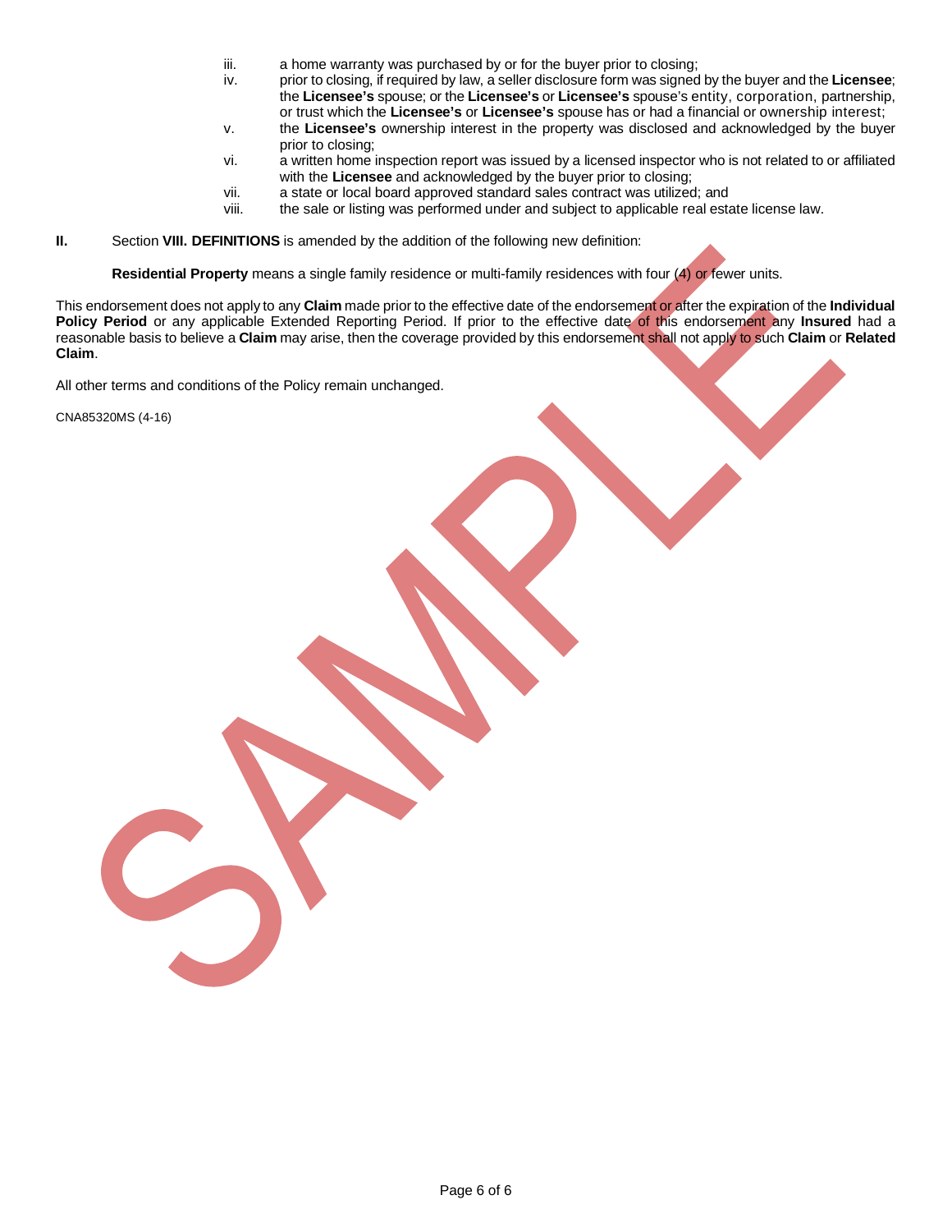iii. a home warranty was purchased by or for the buyer prior to closing;

iv. prior to closing, if required by law, a seller disclosure form was signed by the buyer and the **Licensee**; the **Licensee's** spouse; or the **Licensee's** or **Licensee's** spouse's entity, corporation, partnership, or trust which the **Licensee's** or **Licensee's** spouse has or had a financial or ownership interest;

v. the **Licensee's** ownership interest in the property was disclosed and acknowledged by the buyer prior to closing;

vi. a written home inspection report was issued by a licensed inspector who is not related to or affiliated with the **Licensee** and acknowledged by the buyer prior to closing;

vii. a state or local board approved standard sales contract was utilized; and

viii. the sale or listing was performed under and subject to applicable real estate license law.

**II.** Section **VIII. DEFINITIONS** is amended by the addition of the following new definition:

**Residential Property** means a single family residence or multi-family residences with four (4) or fewer units.

This endorsement does not apply to any **Claim** made prior to the effective date of the endorsement or after the expiration of the **Individual Policy Period** or any applicable Extended Reporting Period. If prior to the effective date of this endorsement any **Insured** had a reasonable basis to believe a **Claim** may arise, then the coverage provided by this endorsement shall not apply to such **Claim** or **Related Claim**.

All other terms and conditions of the Policy remain unchanged.

CNA85320MS (4-16)

SAMPLE